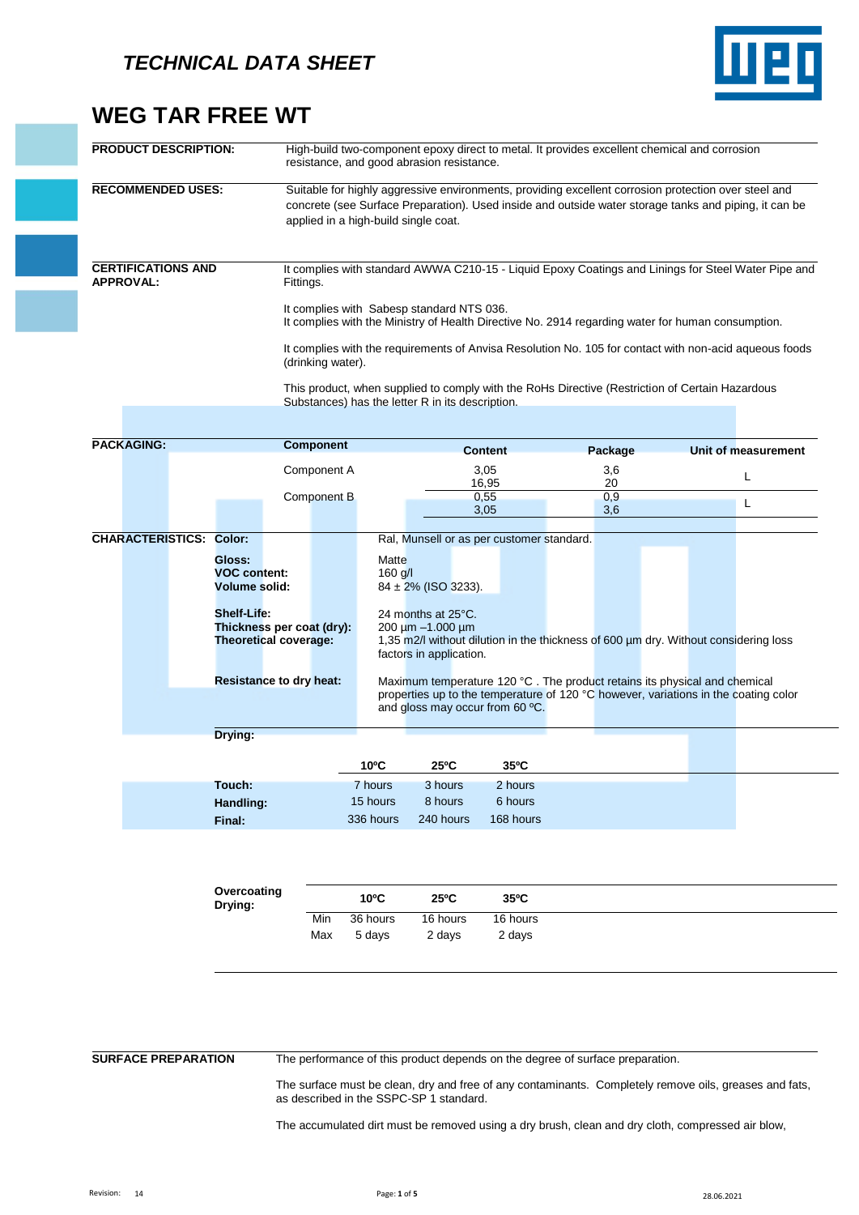## TECHNICAL DATA SHEET

# WEG TAR FREE WT

**PRODUCT DESCRIPTION:** High-build two-component epoxy direct to metal. It provides excellent chemical and corrosion resistance, and good abrasion resistance.

**RECOMMENDED USES:** Suitable for highly aggressive environments, providing excellent corrosion protection over steel and concrete (see Surface Preparation). Used inside and outside water storage tanks and piping, it can be applied in a high-build single coat.

**CERTIFICATIONS AND APPROVAL:** It complies with standard AWWA C210-15 - Liquid Epoxy Coatings and Linings for Steel Water Pipe and Fittings.

It complies with Sabesp standard NTS 036.
It complies with the Ministry of Health Directive No. 2914 regarding water for human consumption.

It complies with the requirements of Anvisa Resolution No. 105 for contact with non-acid aqueous foods (drinking water).

This product, when supplied to comply with the RoHs Directive (Restriction of Certain Hazardous Substances) has the letter R in its description.

**PACKAGING:**

| Component | Content | Package | Unit of measurement |
|---|---|---|---|
| Component A | 3,05 | 3,6 | L |
| | 16,95 | 20 | |
| Component B | 0,55 | 0,9 | L |
| | 3,05 | 3,6 | |

**CHARACTERISTICS:**

**Color:** Ral, Munsell or as per customer standard.

**Gloss:** Matte
**VOC content:** 160 g/l
**Volume solid:** 84 ± 2% (ISO 3233).

**Shelf-Life:** 24 months at 25°C.
**Thickness per coat (dry):** 200 µm –1.000 µm
**Theoretical coverage:** 1,35 m2/l without dilution in the thickness of 600 µm dry. Without considering loss factors in application.

**Resistance to dry heat:** Maximum temperature 120 °C . The product retains its physical and chemical properties up to the temperature of 120 °C however, variations in the coating color and gloss may occur from 60 ºC.

**Drying:**

| | 10ºC | 25ºC | 35ºC |
|---|---|---|---|
| **Touch:** | 7 hours | 3 hours | 2 hours |
| **Handling:** | 15 hours | 8 hours | 6 hours |
| **Final:** | 336 hours | 240 hours | 168 hours |

**Overcoating Drying:**

| | 10ºC | 25ºC | 35ºC |
|---|---|---|---|
| Min | 36 hours | 16 hours | 16 hours |
| Max | 5 days | 2 days | 2 days |

**SURFACE PREPARATION** The performance of this product depends on the degree of surface preparation.

The surface must be clean, dry and free of any contaminants. Completely remove oils, greases and fats, as described in the SSPC-SP 1 standard.

The accumulated dirt must be removed using a dry brush, clean and dry cloth, compressed air blow,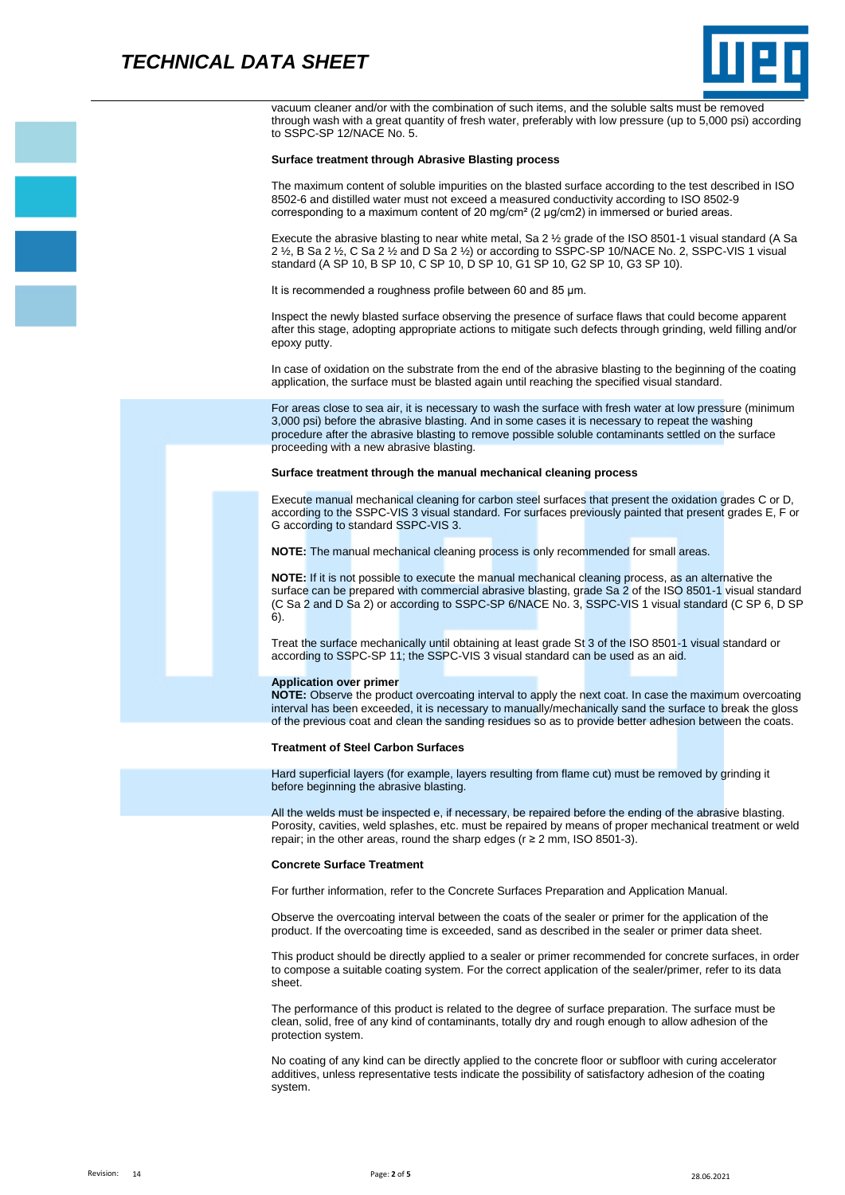vacuum cleaner and/or with the combination of such items, and the soluble salts must be removed through wash with a great quantity of fresh water, preferably with low pressure (up to 5,000 psi) according to SSPC-SP 12/NACE No. 5.

**Surface treatment through Abrasive Blasting process**

The maximum content of soluble impurities on the blasted surface according to the test described in ISO 8502-6 and distilled water must not exceed a measured conductivity according to ISO 8502-9 corresponding to a maximum content of 20 mg/cm² (2 µg/cm2) in immersed or buried areas.

Execute the abrasive blasting to near white metal, Sa 2 ½ grade of the ISO 8501-1 visual standard (A Sa 2 ½, B Sa 2 ½, C Sa 2 ½ and D Sa 2 ½) or according to SSPC-SP 10/NACE No. 2, SSPC-VIS 1 visual standard (A SP 10, B SP 10, C SP 10, D SP 10, G1 SP 10, G2 SP 10, G3 SP 10).

It is recommended a roughness profile between 60 and 85 µm.

Inspect the newly blasted surface observing the presence of surface flaws that could become apparent after this stage, adopting appropriate actions to mitigate such defects through grinding, weld filling and/or epoxy putty.

In case of oxidation on the substrate from the end of the abrasive blasting to the beginning of the coating application, the surface must be blasted again until reaching the specified visual standard.

For areas close to sea air, it is necessary to wash the surface with fresh water at low pressure (minimum 3,000 psi) before the abrasive blasting. And in some cases it is necessary to repeat the washing procedure after the abrasive blasting to remove possible soluble contaminants settled on the surface proceeding with a new abrasive blasting.

**Surface treatment through the manual mechanical cleaning process**

Execute manual mechanical cleaning for carbon steel surfaces that present the oxidation grades C or D, according to the SSPC-VIS 3 visual standard. For surfaces previously painted that present grades E, F or G according to standard SSPC-VIS 3.

**NOTE:** The manual mechanical cleaning process is only recommended for small areas.

**NOTE:** If it is not possible to execute the manual mechanical cleaning process, as an alternative the surface can be prepared with commercial abrasive blasting, grade Sa 2 of the ISO 8501-1 visual standard (C Sa 2 and D Sa 2) or according to SSPC-SP 6/NACE No. 3, SSPC-VIS 1 visual standard (C SP 6, D SP 6).

Treat the surface mechanically until obtaining at least grade St 3 of the ISO 8501-1 visual standard or according to SSPC-SP 11; the SSPC-VIS 3 visual standard can be used as an aid.

**Application over primer**
**NOTE:** Observe the product overcoating interval to apply the next coat. In case the maximum overcoating interval has been exceeded, it is necessary to manually/mechanically sand the surface to break the gloss of the previous coat and clean the sanding residues so as to provide better adhesion between the coats.

**Treatment of Steel Carbon Surfaces**

Hard superficial layers (for example, layers resulting from flame cut) must be removed by grinding it before beginning the abrasive blasting.

All the welds must be inspected e, if necessary, be repaired before the ending of the abrasive blasting. Porosity, cavities, weld splashes, etc. must be repaired by means of proper mechanical treatment or weld repair; in the other areas, round the sharp edges (r ≥ 2 mm, ISO 8501-3).

**Concrete Surface Treatment**

For further information, refer to the Concrete Surfaces Preparation and Application Manual.

Observe the overcoating interval between the coats of the sealer or primer for the application of the product. If the overcoating time is exceeded, sand as described in the sealer or primer data sheet.

This product should be directly applied to a sealer or primer recommended for concrete surfaces, in order to compose a suitable coating system. For the correct application of the sealer/primer, refer to its data sheet.

The performance of this product is related to the degree of surface preparation. The surface must be clean, solid, free of any kind of contaminants, totally dry and rough enough to allow adhesion of the protection system.

No coating of any kind can be directly applied to the concrete floor or subfloor with curing accelerator additives, unless representative tests indicate the possibility of satisfactory adhesion of the coating system.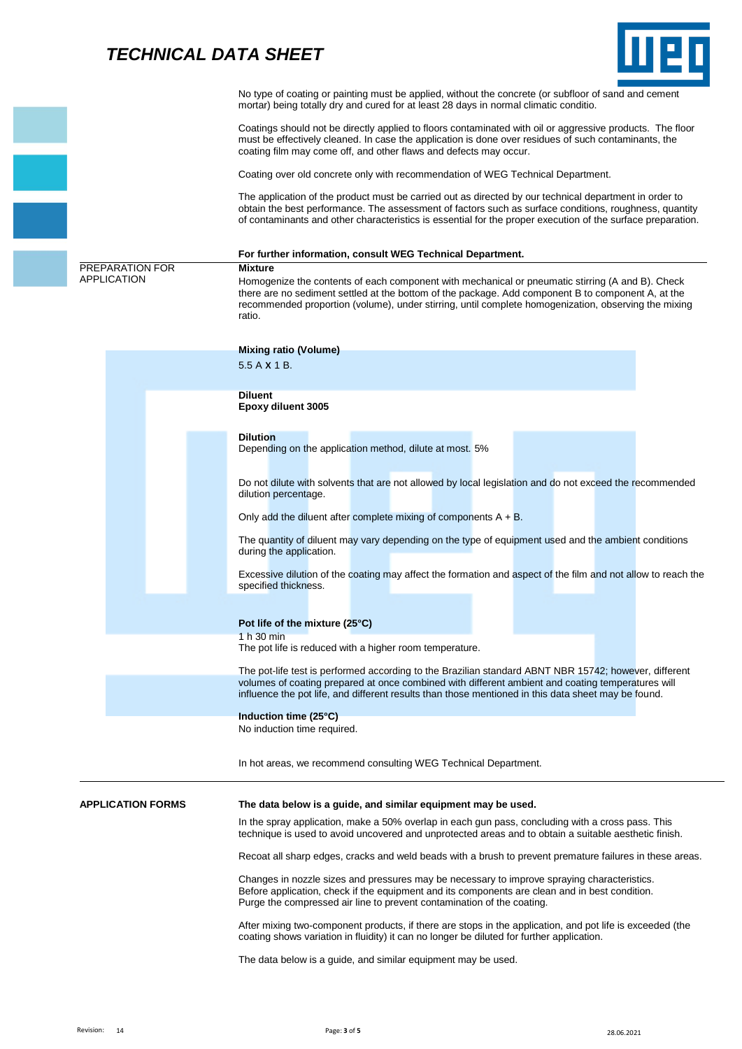No type of coating or painting must be applied, without the concrete (or subfloor of sand and cement mortar) being totally dry and cured for at least 28 days in normal climatic conditio.

Coatings should not be directly applied to floors contaminated with oil or aggressive products. The floor must be effectively cleaned. In case the application is done over residues of such contaminants, the coating film may come off, and other flaws and defects may occur.

Coating over old concrete only with recommendation of WEG Technical Department.

The application of the product must be carried out as directed by our technical department in order to obtain the best performance. The assessment of factors such as surface conditions, roughness, quantity of contaminants and other characteristics is essential for the proper execution of the surface preparation.

**For further information, consult WEG Technical Department.**

## PREPARATION FOR APPLICATION

**Mixture**

Homogenize the contents of each component with mechanical or pneumatic stirring (A and B). Check there are no sediment settled at the bottom of the package. Add component B to component A, at the recommended proportion (volume), under stirring, until complete homogenization, observing the mixing ratio.

**Mixing ratio (Volume)**

5.5 A **x** 1 B.

**Diluent**

**Epoxy diluent 3005**

**Dilution**

Depending on the application method, dilute at most. 5%

Do not dilute with solvents that are not allowed by local legislation and do not exceed the recommended dilution percentage.

Only add the diluent after complete mixing of components A + B.

The quantity of diluent may vary depending on the type of equipment used and the ambient conditions during the application.

Excessive dilution of the coating may affect the formation and aspect of the film and not allow to reach the specified thickness.

**Pot life of the mixture (25°C)**

1 h 30 min

The pot life is reduced with a higher room temperature.

The pot-life test is performed according to the Brazilian standard ABNT NBR 15742; however, different volumes of coating prepared at once combined with different ambient and coating temperatures will influence the pot life, and different results than those mentioned in this data sheet may be found.

**Induction time (25°C)**

No induction time required.

In hot areas, we recommend consulting WEG Technical Department.

## APPLICATION FORMS

**The data below is a guide, and similar equipment may be used.**

In the spray application, make a 50% overlap in each gun pass, concluding with a cross pass. This technique is used to avoid uncovered and unprotected areas and to obtain a suitable aesthetic finish.

Recoat all sharp edges, cracks and weld beads with a brush to prevent premature failures in these areas.

Changes in nozzle sizes and pressures may be necessary to improve spraying characteristics.
Before application, check if the equipment and its components are clean and in best condition.
Purge the compressed air line to prevent contamination of the coating.

After mixing two-component products, if there are stops in the application, and pot life is exceeded (the coating shows variation in fluidity) it can no longer be diluted for further application.

The data below is a guide, and similar equipment may be used.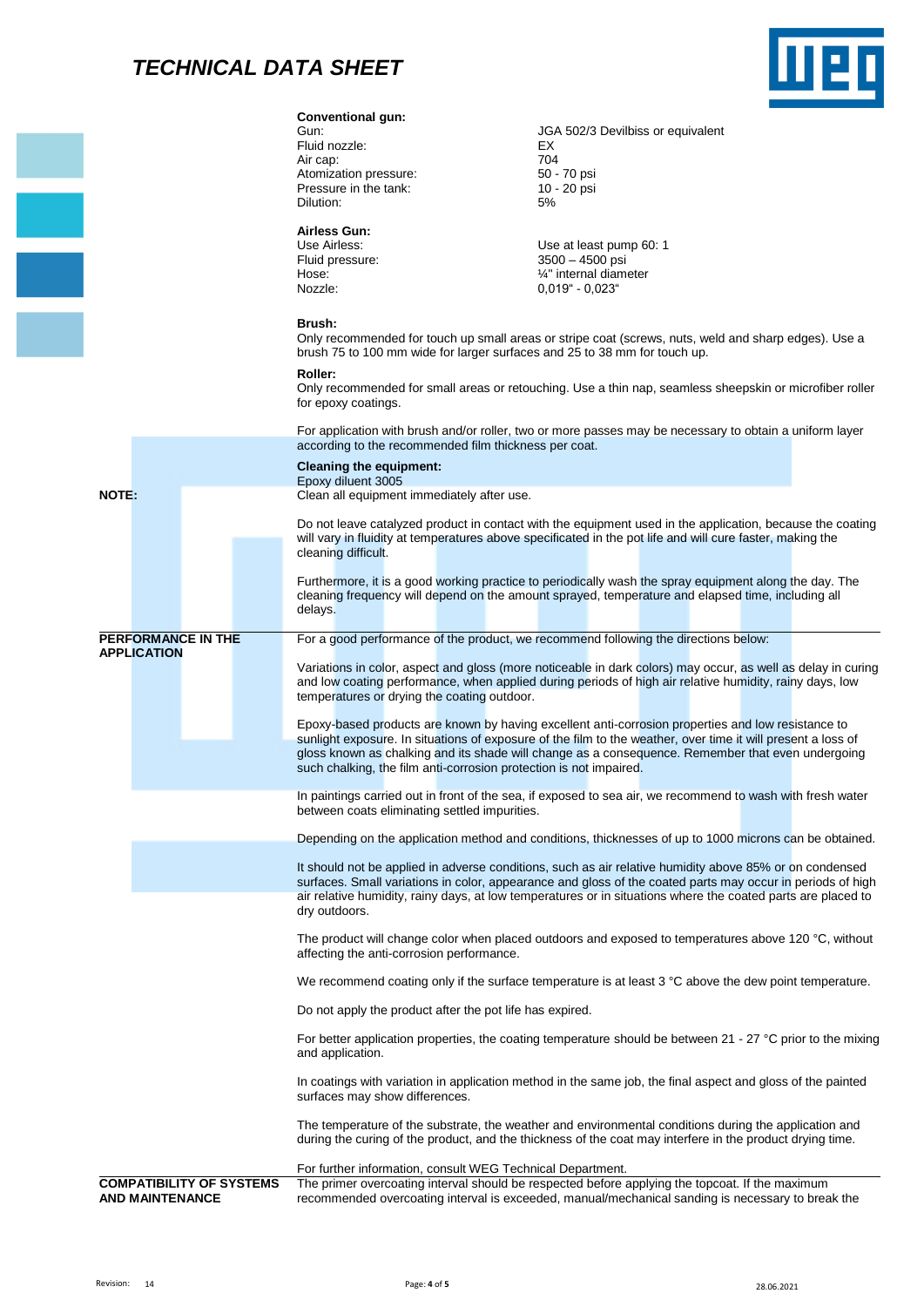**Conventional gun:**

| | |
|---|---|
| Gun: | JGA 502/3 Devilbiss or equivalent |
| Fluid nozzle: | EX |
| Air cap: | 704 |
| Atomization pressure: | 50 - 70 psi |
| Pressure in the tank: | 10 - 20 psi |
| Dilution: | 5% |

**Airless Gun:**

| | |
|---|---|
| Use Airless: | Use at least pump 60: 1 |
| Fluid pressure: | 3500 – 4500 psi |
| Hose: | ¼" internal diameter |
| Nozzle: | 0,019" - 0,023" |

**Brush:**

Only recommended for touch up small areas or stripe coat (screws, nuts, weld and sharp edges). Use a brush 75 to 100 mm wide for larger surfaces and 25 to 38 mm for touch up.

**Roller:**

Only recommended for small areas or retouching. Use a thin nap, seamless sheepskin or microfiber roller for epoxy coatings.

For application with brush and/or roller, two or more passes may be necessary to obtain a uniform layer according to the recommended film thickness per coat.

**Cleaning the equipment:**

Epoxy diluent 3005

**NOTE:**

Clean all equipment immediately after use.

Do not leave catalyzed product in contact with the equipment used in the application, because the coating will vary in fluidity at temperatures above specificated in the pot life and will cure faster, making the cleaning difficult.

Furthermore, it is a good working practice to periodically wash the spray equipment along the day. The cleaning frequency will depend on the amount sprayed, temperature and elapsed time, including all delays.

## PERFORMANCE IN THE APPLICATION

For a good performance of the product, we recommend following the directions below:

Variations in color, aspect and gloss (more noticeable in dark colors) may occur, as well as delay in curing and low coating performance, when applied during periods of high air relative humidity, rainy days, low temperatures or drying the coating outdoor.

Epoxy-based products are known by having excellent anti-corrosion properties and low resistance to sunlight exposure. In situations of exposure of the film to the weather, over time it will present a loss of gloss known as chalking and its shade will change as a consequence. Remember that even undergoing such chalking, the film anti-corrosion protection is not impaired.

In paintings carried out in front of the sea, if exposed to sea air, we recommend to wash with fresh water between coats eliminating settled impurities.

Depending on the application method and conditions, thicknesses of up to 1000 microns can be obtained.

It should not be applied in adverse conditions, such as air relative humidity above 85% or on condensed surfaces. Small variations in color, appearance and gloss of the coated parts may occur in periods of high air relative humidity, rainy days, at low temperatures or in situations where the coated parts are placed to dry outdoors.

The product will change color when placed outdoors and exposed to temperatures above 120 °C, without affecting the anti-corrosion performance.

We recommend coating only if the surface temperature is at least 3 °C above the dew point temperature.

Do not apply the product after the pot life has expired.

For better application properties, the coating temperature should be between 21 - 27 °C prior to the mixing and application.

In coatings with variation in application method in the same job, the final aspect and gloss of the painted surfaces may show differences.

The temperature of the substrate, the weather and environmental conditions during the application and during the curing of the product, and the thickness of the coat may interfere in the product drying time.

For further information, consult WEG Technical Department.

## COMPATIBILITY OF SYSTEMS AND MAINTENANCE

The primer overcoating interval should be respected before applying the topcoat. If the maximum recommended overcoating interval is exceeded, manual/mechanical sanding is necessary to break the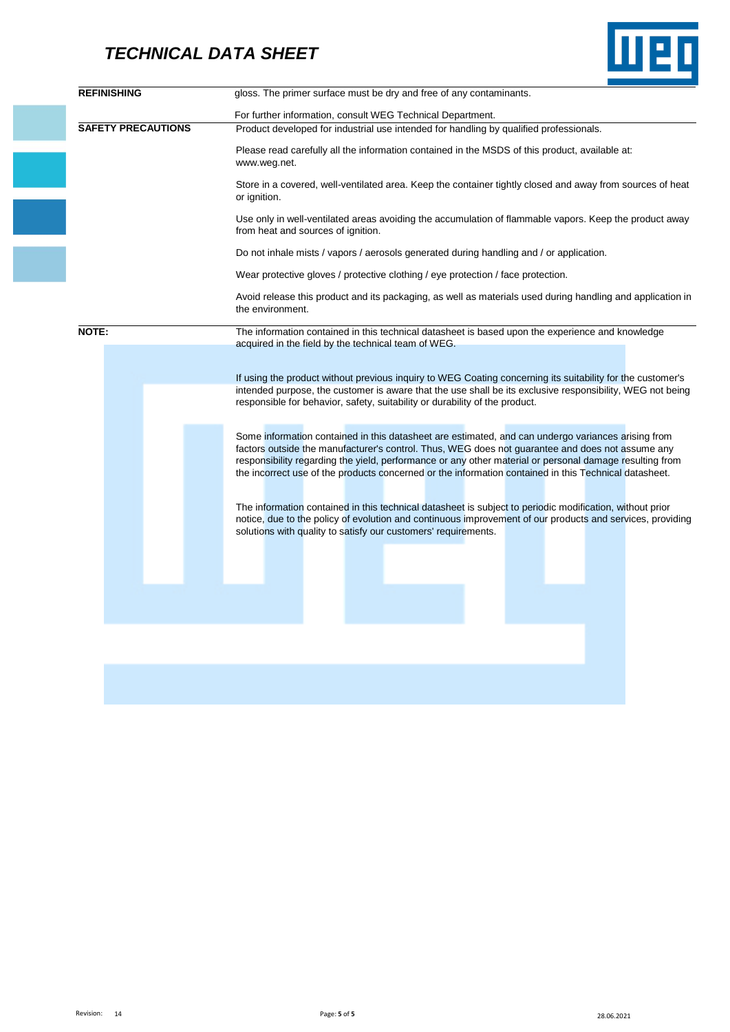| | |
|---|---|
| **REFINISHING** | gloss. The primer surface must be dry and free of any contaminants.<br><br>For further information, consult WEG Technical Department. |
| **SAFETY PRECAUTIONS** | Product developed for industrial use intended for handling by qualified professionals.<br><br>Please read carefully all the information contained in the MSDS of this product, available at: www.weg.net.<br><br>Store in a covered, well-ventilated area. Keep the container tightly closed and away from sources of heat or ignition.<br><br>Use only in well-ventilated areas avoiding the accumulation of flammable vapors. Keep the product away from heat and sources of ignition.<br><br>Do not inhale mists / vapors / aerosols generated during handling and / or application.<br><br>Wear protective gloves / protective clothing / eye protection / face protection.<br><br>Avoid release this product and its packaging, as well as materials used during handling and application in the environment. |
| **NOTE:** | The information contained in this technical datasheet is based upon the experience and knowledge acquired in the field by the technical team of WEG.<br><br>If using the product without previous inquiry to WEG Coating concerning its suitability for the customer's intended purpose, the customer is aware that the use shall be its exclusive responsibility, WEG not being responsible for behavior, safety, suitability or durability of the product.<br><br>Some information contained in this datasheet are estimated, and can undergo variances arising from factors outside the manufacturer's control. Thus, WEG does not guarantee and does not assume any responsibility regarding the yield, performance or any other material or personal damage resulting from the incorrect use of the products concerned or the information contained in this Technical datasheet.<br><br>The information contained in this technical datasheet is subject to periodic modification, without prior notice, due to the policy of evolution and continuous improvement of our products and services, providing solutions with quality to satisfy our customers' requirements. |

Revision: 14

28.06.2021